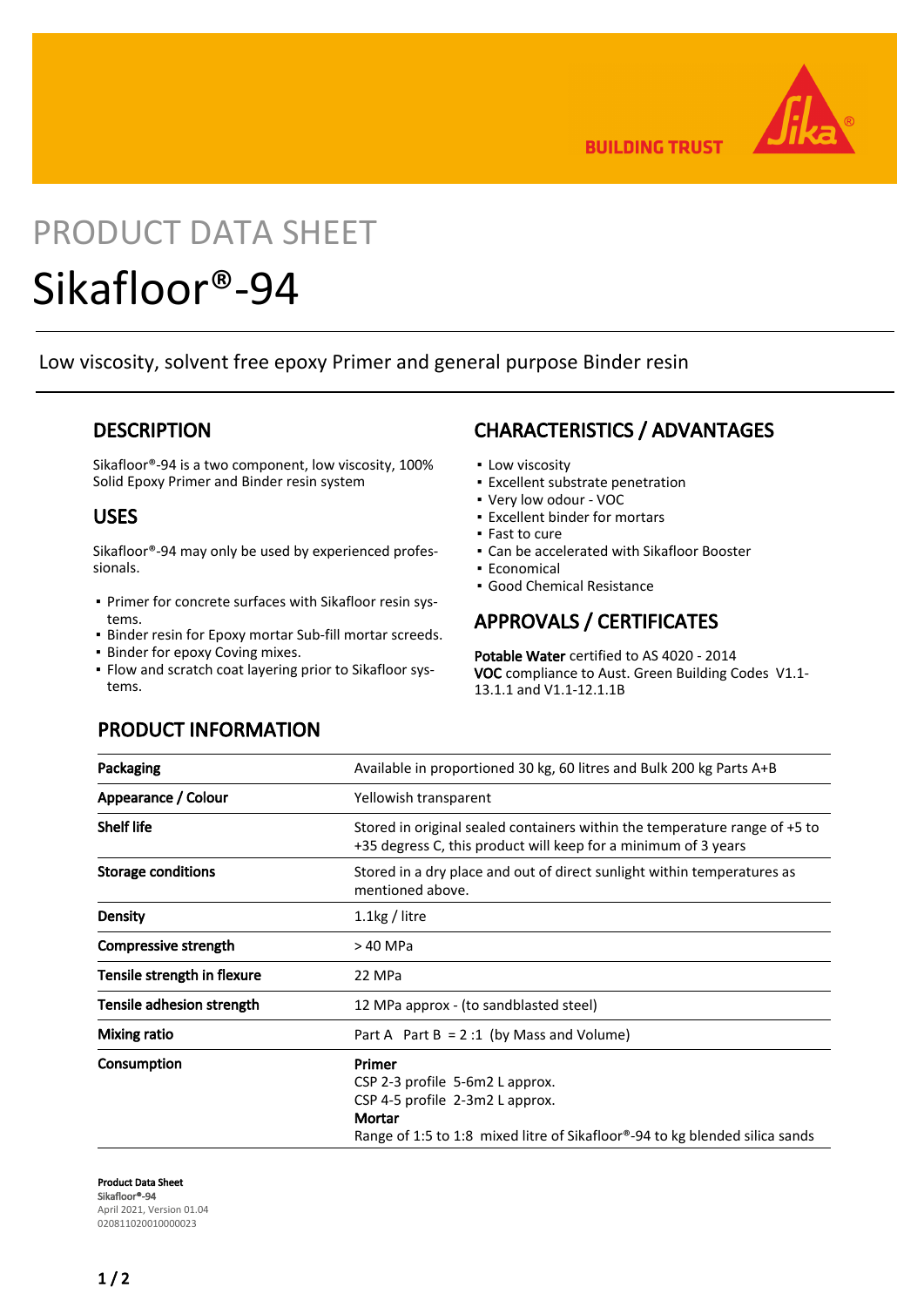# PRODUCT DATA SHEET

# Sikafloor®-94

Low viscosity, solvent free epoxy Primer and general purpose Binder resin

## DESCRIPTION

Sikafloor®-94 is a two component, low viscosity, 100% Solid Epoxy Primer and Binder resin system

## USES

Sikafloor®-94 may only be used by experienced professionals.

- Primer for concrete surfaces with Sikafloor resin systems.
- Binder resin for Epoxy mortar Sub-fill mortar screeds.
- Binder for epoxy Coving mixes.
- Flow and scratch coat layering prior to Sikafloor systems.

## CHARACTERISTICS / ADVANTAGES

- Low viscosity
- Excellent substrate penetration
- Very low odour - VOC
- Excellent binder for mortars
- Fast to cure
- Can be accelerated with Sikafloor Booster
- Economical
- Good Chemical Resistance

## APPROVALS / CERTIFICATES

**Potable Water** certified to AS 4020 - 2014
**VOC** compliance to Aust. Green Building Codes V1.1-13.1.1 and V1.1-12.1.1B

## PRODUCT INFORMATION

| | |
|---|---|
| **Packaging** | Available in proportioned 30 kg, 60 litres and Bulk 200 kg Parts A+B |
| **Appearance / Colour** | Yellowish transparent |
| **Shelf life** | Stored in original sealed containers within the temperature range of +5 to +35 degress C, this product will keep for a minimum of 3 years |
| **Storage conditions** | Stored in a dry place and out of direct sunlight within temperatures as mentioned above. |
| **Density** | 1.1kg / litre |
| **Compressive strength** | > 40 MPa |
| **Tensile strength in flexure** | 22 MPa |
| **Tensile adhesion strength** | 12 MPa approx - (to sandblasted steel) |
| **Mixing ratio** | Part A Part B = 2 :1 (by Mass and Volume) |
| **Consumption** | **Primer**<br>CSP 2-3 profile 5-6m2 L approx.<br>CSP 4-5 profile 2-3m2 L approx.<br>**Mortar**<br>Range of 1:5 to 1:8 mixed litre of Sikafloor®-94 to kg blended silica sands |

**Product Data Sheet**
**Sikafloor®-94**
April 2021, Version 01.04
020811020010000023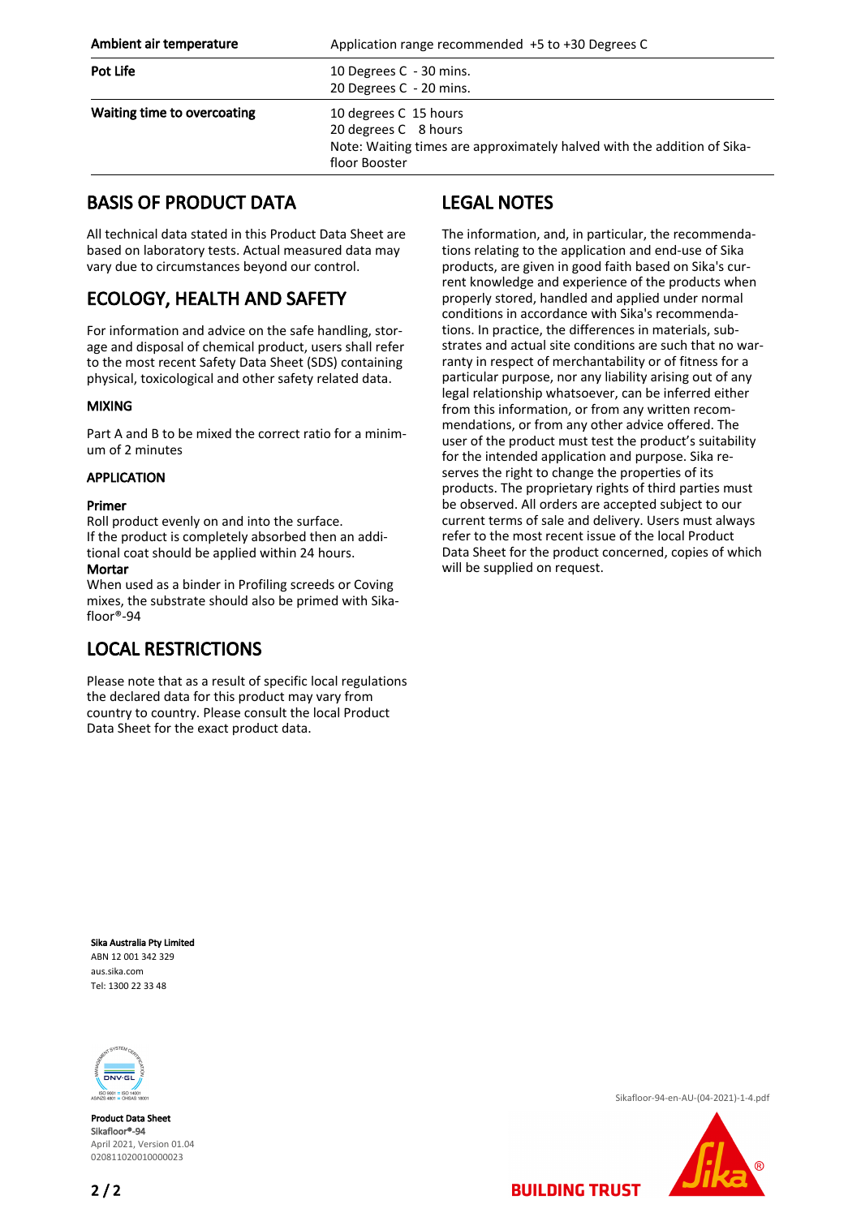| | |
|---|---|
| **Ambient air temperature** | Application range recommended +5 to +30 Degrees C |
| **Pot Life** | 10 Degrees C - 30 mins.<br>20 Degrees C - 20 mins. |
| **Waiting time to overcoating** | 10 degrees C 15 hours<br>20 degrees C 8 hours<br>Note: Waiting times are approximately halved with the addition of Sika-floor Booster |

## BASIS OF PRODUCT DATA

All technical data stated in this Product Data Sheet are based on laboratory tests. Actual measured data may vary due to circumstances beyond our control.

## ECOLOGY, HEALTH AND SAFETY

For information and advice on the safe handling, storage and disposal of chemical product, users shall refer to the most recent Safety Data Sheet (SDS) containing physical, toxicological and other safety related data.

### MIXING

Part A and B to be mixed the correct ratio for a minimum of 2 minutes

### APPLICATION

**Primer**
Roll product evenly on and into the surface.
If the product is completely absorbed then an additional coat should be applied within 24 hours.

**Mortar**
When used as a binder in Profiling screeds or Coving mixes, the substrate should also be primed with Sikafloor®-94

## LOCAL RESTRICTIONS

Please note that as a result of specific local regulations the declared data for this product may vary from country to country. Please consult the local Product Data Sheet for the exact product data.

## LEGAL NOTES

The information, and, in particular, the recommendations relating to the application and end-use of Sika products, are given in good faith based on Sika's current knowledge and experience of the products when properly stored, handled and applied under normal conditions in accordance with Sika's recommendations. In practice, the differences in materials, substrates and actual site conditions are such that no warranty in respect of merchantability or of fitness for a particular purpose, nor any liability arising out of any legal relationship whatsoever, can be inferred either from this information, or from any written recommendations, or from any other advice offered. The user of the product must test the product's suitability for the intended application and purpose. Sika reserves the right to change the properties of its products. The proprietary rights of third parties must be observed. All orders are accepted subject to our current terms of sale and delivery. Users must always refer to the most recent issue of the local Product Data Sheet for the product concerned, copies of which will be supplied on request.

**Sika Australia Pty Limited**
ABN 12 001 342 329
aus.sika.com
Tel: 1300 22 33 48

**Product Data Sheet**
**Sikafloor®-94**
April 2021, Version 01.04
020811020010000023

Sikafloor-94-en-AU-(04-2021)-1-4.pdf

BUILDING TRUST